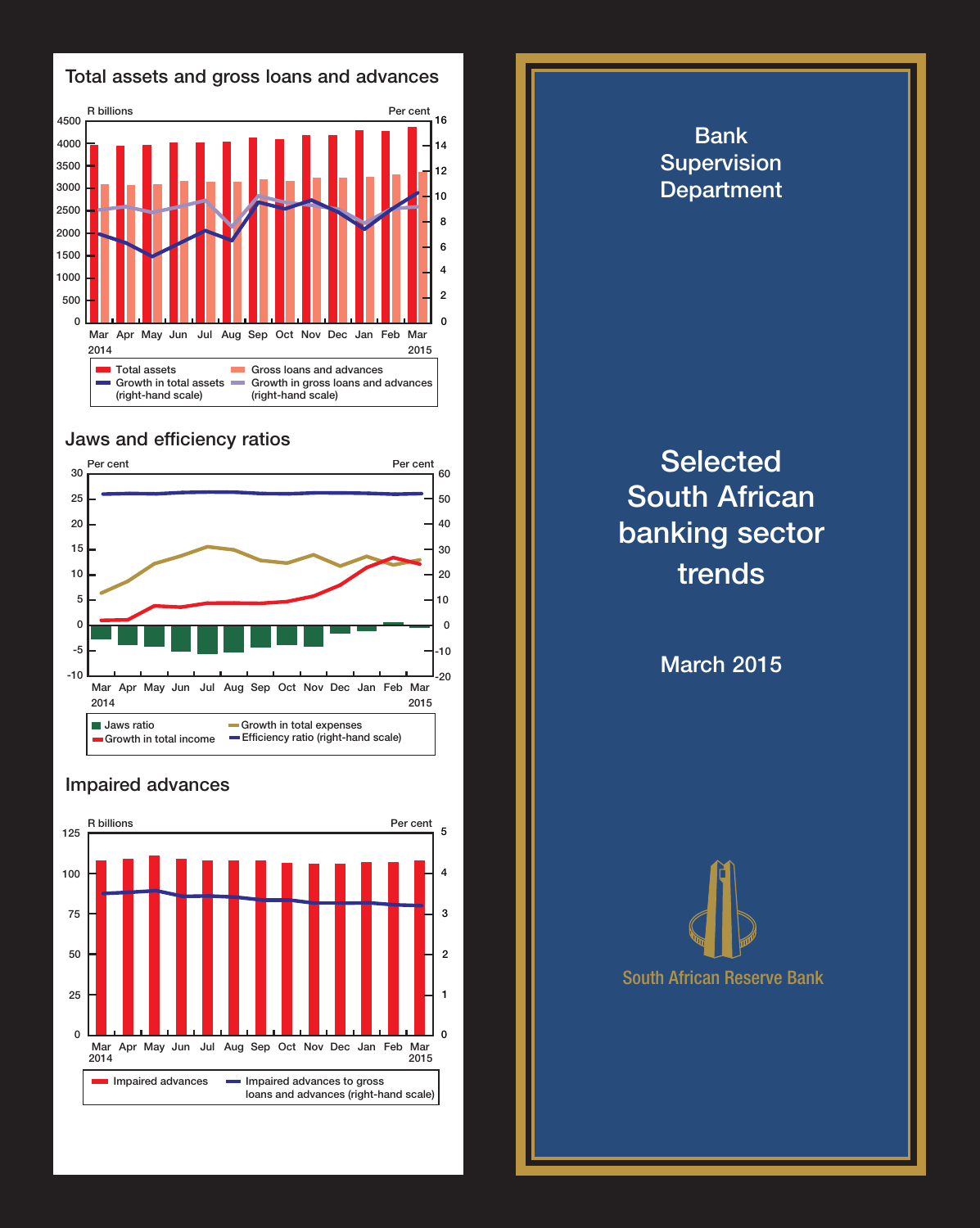## Total assets and gross loans and advances

R billions — Per cent

Mar 2014 – Mar 2015

- Total assets
- Gross loans and advances
- Growth in total assets (right-hand scale)
- Growth in gross loans and advances (right-hand scale)

## Jaws and efficiency ratios

Per cent — Per cent

Mar 2014 – Mar 2015

- Jaws ratio
- Growth in total income
- Growth in total expenses
- Efficiency ratio (right-hand scale)

## Impaired advances

R billions — Per cent

Mar 2014 – Mar 2015

- Impaired advances
- Impaired advances to gross loans and advances (right-hand scale)

# Bank Supervision Department

# Selected South African banking sector trends

March 2015

South African Reserve Bank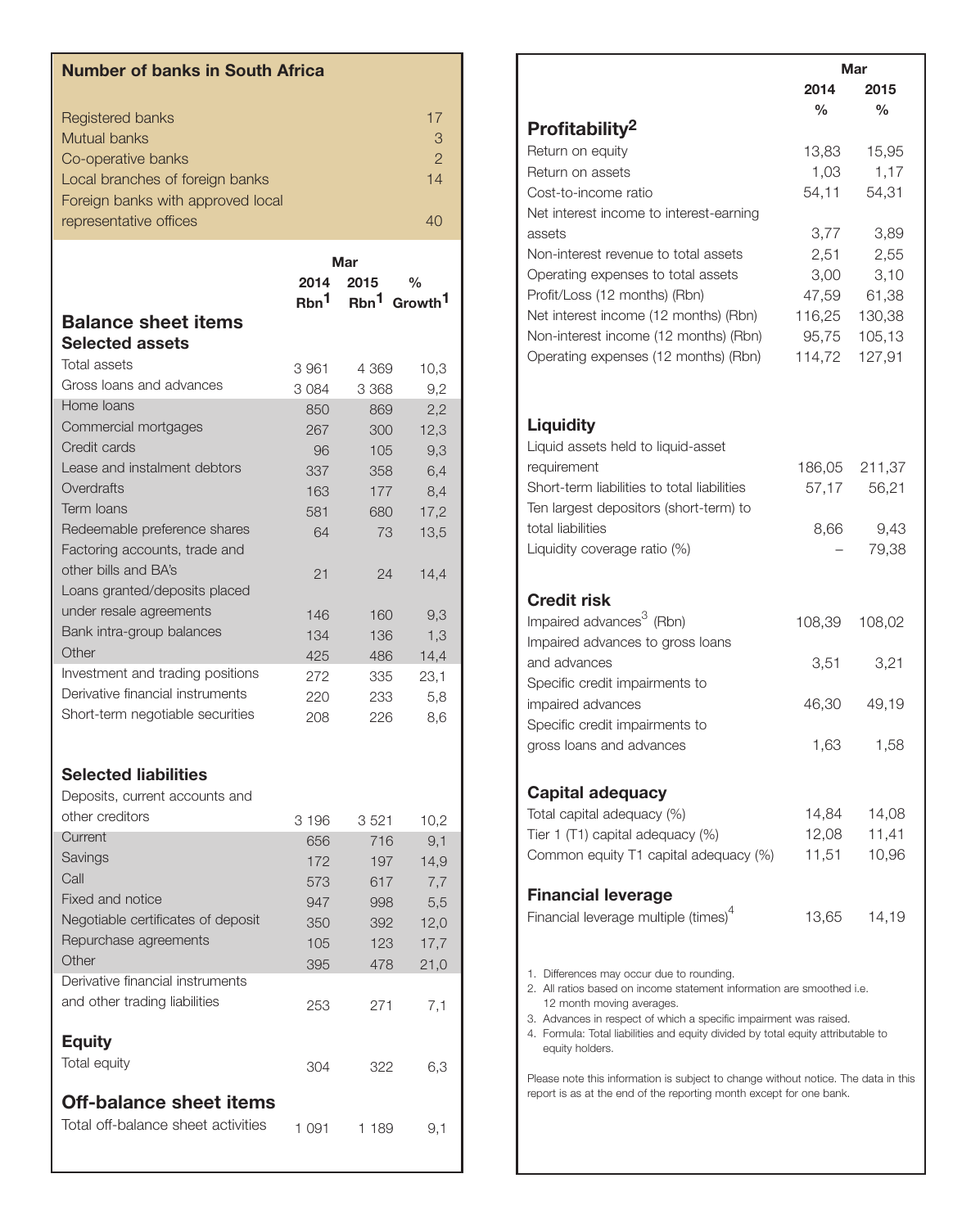## Number of banks in South Africa

| | |
|---|---|
| Registered banks | 17 |
| Mutual banks | 3 |
| Co-operative banks | 2 |
| Local branches of foreign banks | 14 |
| Foreign banks with approved local representative offices | 40 |

| | Mar 2014 Rbn[1] | Mar 2015 Rbn[1] | % Growth[1] |
|---|---|---|---|
| **Balance sheet items** | | | |
| **Selected assets** | | | |
| Total assets | 3 961 | 4 369 | 10,3 |
| Gross loans and advances | 3 084 | 3 368 | 9,2 |
| Home loans | 850 | 869 | 2,2 |
| Commercial mortgages | 267 | 300 | 12,3 |
| Credit cards | 96 | 105 | 9,3 |
| Lease and instalment debtors | 337 | 358 | 6,4 |
| Overdrafts | 163 | 177 | 8,4 |
| Term loans | 581 | 680 | 17,2 |
| Redeemable preference shares | 64 | 73 | 13,5 |
| Factoring accounts, trade and other bills and BA's | 21 | 24 | 14,4 |
| Loans granted/deposits placed under resale agreements | 146 | 160 | 9,3 |
| Bank intra-group balances | 134 | 136 | 1,3 |
| Other | 425 | 486 | 14,4 |
| Investment and trading positions | 272 | 335 | 23,1 |
| Derivative financial instruments | 220 | 233 | 5,8 |
| Short-term negotiable securities | 208 | 226 | 8,6 |
| **Selected liabilities** | | | |
| Deposits, current accounts and other creditors | 3 196 | 3 521 | 10,2 |
| Current | 656 | 716 | 9,1 |
| Savings | 172 | 197 | 14,9 |
| Call | 573 | 617 | 7,7 |
| Fixed and notice | 947 | 998 | 5,5 |
| Negotiable certificates of deposit | 350 | 392 | 12,0 |
| Repurchase agreements | 105 | 123 | 17,7 |
| Other | 395 | 478 | 21,0 |
| Derivative financial instruments and other trading liabilities | 253 | 271 | 7,1 |
| **Equity** | | | |
| Total equity | 304 | 322 | 6,3 |
| **Off-balance sheet items** | | | |
| Total off-balance sheet activities | 1 091 | 1 189 | 9,1 |

| | Mar 2014 % | Mar 2015 % |
|---|---|---|
| **Profitability[2]** | | |
| Return on equity | 13,83 | 15,95 |
| Return on assets | 1,03 | 1,17 |
| Cost-to-income ratio | 54,11 | 54,31 |
| Net interest income to interest-earning assets | 3,77 | 3,89 |
| Non-interest revenue to total assets | 2,51 | 2,55 |
| Operating expenses to total assets | 3,00 | 3,10 |
| Profit/Loss (12 months) (Rbn) | 47,59 | 61,38 |
| Net interest income (12 months) (Rbn) | 116,25 | 130,38 |
| Non-interest income (12 months) (Rbn) | 95,75 | 105,13 |
| Operating expenses (12 months) (Rbn) | 114,72 | 127,91 |
| **Liquidity** | | |
| Liquid assets held to liquid-asset requirement | 186,05 | 211,37 |
| Short-term liabilities to total liabilities | 57,17 | 56,21 |
| Ten largest depositors (short-term) to total liabilities | 8,66 | 9,43 |
| Liquidity coverage ratio (%) | – | 79,38 |
| **Credit risk** | | |
| Impaired advances[3] (Rbn) | 108,39 | 108,02 |
| Impaired advances to gross loans and advances | 3,51 | 3,21 |
| Specific credit impairments to impaired advances | 46,30 | 49,19 |
| Specific credit impairments to gross loans and advances | 1,63 | 1,58 |
| **Capital adequacy** | | |
| Total capital adequacy (%) | 14,84 | 14,08 |
| Tier 1 (T1) capital adequacy (%) | 12,08 | 11,41 |
| Common equity T1 capital adequacy (%) | 11,51 | 10,96 |
| **Financial leverage** | | |
| Financial leverage multiple (times)[4] | 13,65 | 14,19 |

1. Differences may occur due to rounding.
2. All ratios based on income statement information are smoothed i.e. 12 month moving averages.
3. Advances in respect of which a specific impairment was raised.
4. Formula: Total liabilities and equity divided by total equity attributable to equity holders.

Please note this information is subject to change without notice. The data in this report is as at the end of the reporting month except for one bank.